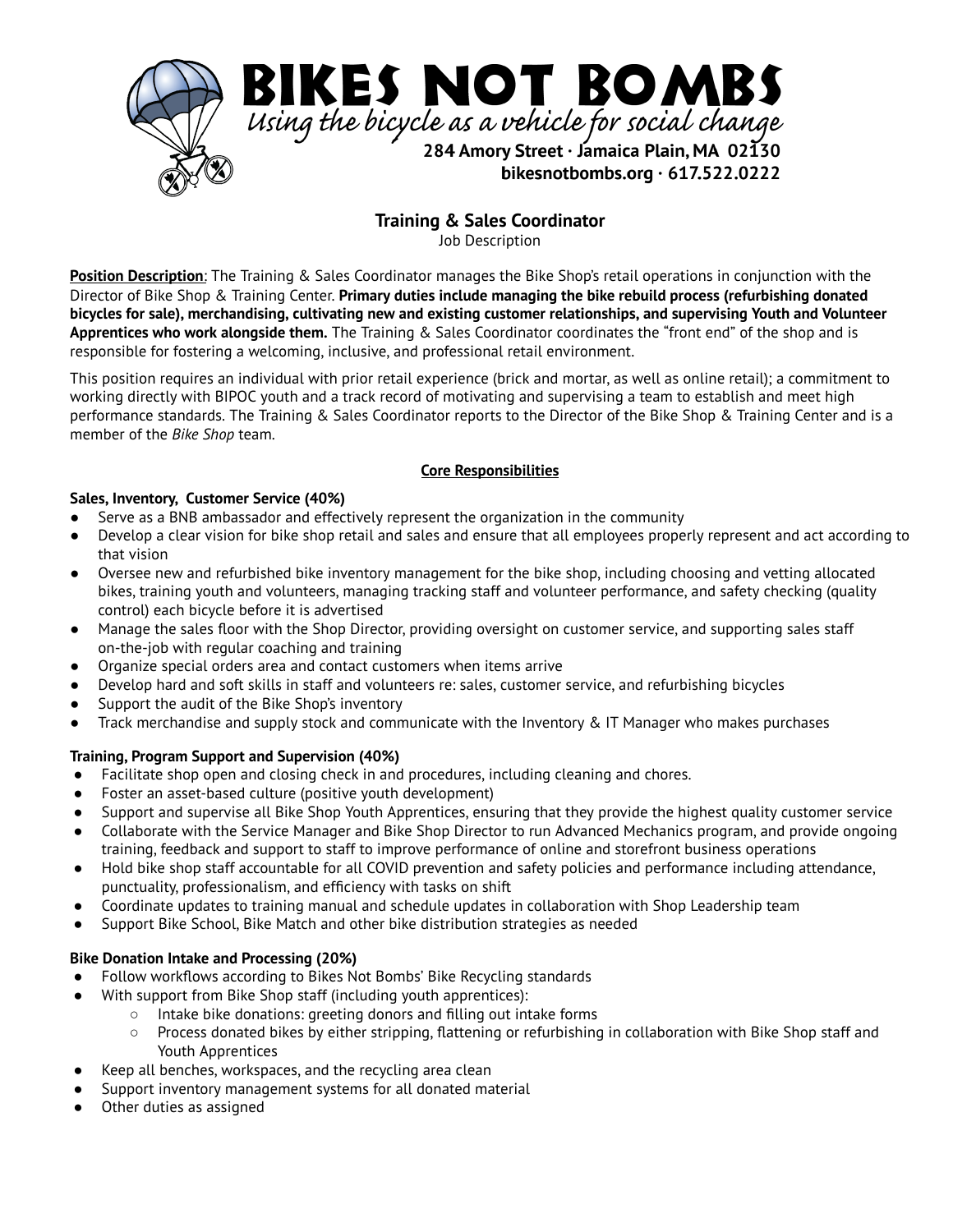# BIKES NOT BOMBS

*Using the bicycle as a vehicle for social change*

**284 Amory Street · Jamaica Plain, MA 02130**
**bikesnotbombs.org · 617.522.0222**

## Training & Sales Coordinator

Job Description

**Position Description**: The Training & Sales Coordinator manages the Bike Shop's retail operations in conjunction with the Director of Bike Shop & Training Center. **Primary duties include managing the bike rebuild process (refurbishing donated bicycles for sale), merchandising, cultivating new and existing customer relationships, and supervising Youth and Volunteer Apprentices who work alongside them.** The Training & Sales Coordinator coordinates the "front end" of the shop and is responsible for fostering a welcoming, inclusive, and professional retail environment.

This position requires an individual with prior retail experience (brick and mortar, as well as online retail); a commitment to working directly with BIPOC youth and a track record of motivating and supervising a team to establish and meet high performance standards. The Training & Sales Coordinator reports to the Director of the Bike Shop & Training Center and is a member of the *Bike Shop* team.

### Core Responsibilities

**Sales, Inventory, Customer Service (40%)**

- Serve as a BNB ambassador and effectively represent the organization in the community
- Develop a clear vision for bike shop retail and sales and ensure that all employees properly represent and act according to that vision
- Oversee new and refurbished bike inventory management for the bike shop, including choosing and vetting allocated bikes, training youth and volunteers, managing tracking staff and volunteer performance, and safety checking (quality control) each bicycle before it is advertised
- Manage the sales floor with the Shop Director, providing oversight on customer service, and supporting sales staff on-the-job with regular coaching and training
- Organize special orders area and contact customers when items arrive
- Develop hard and soft skills in staff and volunteers re: sales, customer service, and refurbishing bicycles
- Support the audit of the Bike Shop's inventory
- Track merchandise and supply stock and communicate with the Inventory & IT Manager who makes purchases

**Training, Program Support and Supervision (40%)**

- Facilitate shop open and closing check in and procedures, including cleaning and chores.
- Foster an asset-based culture (positive youth development)
- Support and supervise all Bike Shop Youth Apprentices, ensuring that they provide the highest quality customer service
- Collaborate with the Service Manager and Bike Shop Director to run Advanced Mechanics program, and provide ongoing training, feedback and support to staff to improve performance of online and storefront business operations
- Hold bike shop staff accountable for all COVID prevention and safety policies and performance including attendance, punctuality, professionalism, and efficiency with tasks on shift
- Coordinate updates to training manual and schedule updates in collaboration with Shop Leadership team
- Support Bike School, Bike Match and other bike distribution strategies as needed

**Bike Donation Intake and Processing (20%)**

- Follow workflows according to Bikes Not Bombs' Bike Recycling standards
- With support from Bike Shop staff (including youth apprentices):
  - Intake bike donations: greeting donors and filling out intake forms
  - Process donated bikes by either stripping, flattening or refurbishing in collaboration with Bike Shop staff and Youth Apprentices
- Keep all benches, workspaces, and the recycling area clean
- Support inventory management systems for all donated material
- Other duties as assigned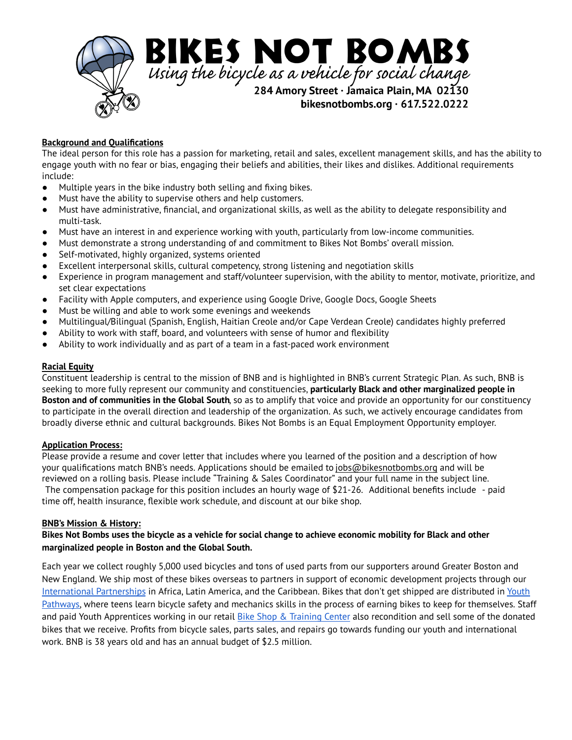# BIKES NOT BOMBS

*Using the bicycle as a vehicle for social change*

**284 Amory Street · Jamaica Plain, MA 02130**
**bikesnotbombs.org · 617.522.0222**

## Background and Qualifications

The ideal person for this role has a passion for marketing, retail and sales, excellent management skills, and has the ability to engage youth with no fear or bias, engaging their beliefs and abilities, their likes and dislikes. Additional requirements include:

- Multiple years in the bike industry both selling and fixing bikes.
- Must have the ability to supervise others and help customers.
- Must have administrative, financial, and organizational skills, as well as the ability to delegate responsibility and multi-task.
- Must have an interest in and experience working with youth, particularly from low-income communities.
- Must demonstrate a strong understanding of and commitment to Bikes Not Bombs' overall mission.
- Self-motivated, highly organized, systems oriented
- Excellent interpersonal skills, cultural competency, strong listening and negotiation skills
- Experience in program management and staff/volunteer supervision, with the ability to mentor, motivate, prioritize, and set clear expectations
- Facility with Apple computers, and experience using Google Drive, Google Docs, Google Sheets
- Must be willing and able to work some evenings and weekends
- Multilingual/Bilingual (Spanish, English, Haitian Creole and/or Cape Verdean Creole) candidates highly preferred
- Ability to work with staff, board, and volunteers with sense of humor and flexibility
- Ability to work individually and as part of a team in a fast-paced work environment

## Racial Equity

Constituent leadership is central to the mission of BNB and is highlighted in BNB's current Strategic Plan. As such, BNB is seeking to more fully represent our community and constituencies, **particularly Black and other marginalized people in Boston and of communities in the Global South**, so as to amplify that voice and provide an opportunity for our constituency to participate in the overall direction and leadership of the organization. As such, we actively encourage candidates from broadly diverse ethnic and cultural backgrounds. Bikes Not Bombs is an Equal Employment Opportunity employer.

## Application Process:

Please provide a resume and cover letter that includes where you learned of the position and a description of how your qualifications match BNB's needs. Applications should be emailed to jobs@bikesnotbombs.org and will be reviewed on a rolling basis. Please include "Training & Sales Coordinator" and your full name in the subject line. The compensation package for this position includes an hourly wage of $21-26. Additional benefits include - paid time off, health insurance, flexible work schedule, and discount at our bike shop.

## BNB's Mission & History:

**Bikes Not Bombs uses the bicycle as a vehicle for social change to achieve economic mobility for Black and other marginalized people in Boston and the Global South.**

Each year we collect roughly 5,000 used bicycles and tons of used parts from our supporters around Greater Boston and New England. We ship most of these bikes overseas to partners in support of economic development projects through our International Partnerships in Africa, Latin America, and the Caribbean. Bikes that don't get shipped are distributed in Youth Pathways, where teens learn bicycle safety and mechanics skills in the process of earning bikes to keep for themselves. Staff and paid Youth Apprentices working in our retail Bike Shop & Training Center also recondition and sell some of the donated bikes that we receive. Profits from bicycle sales, parts sales, and repairs go towards funding our youth and international work. BNB is 38 years old and has an annual budget of $2.5 million.